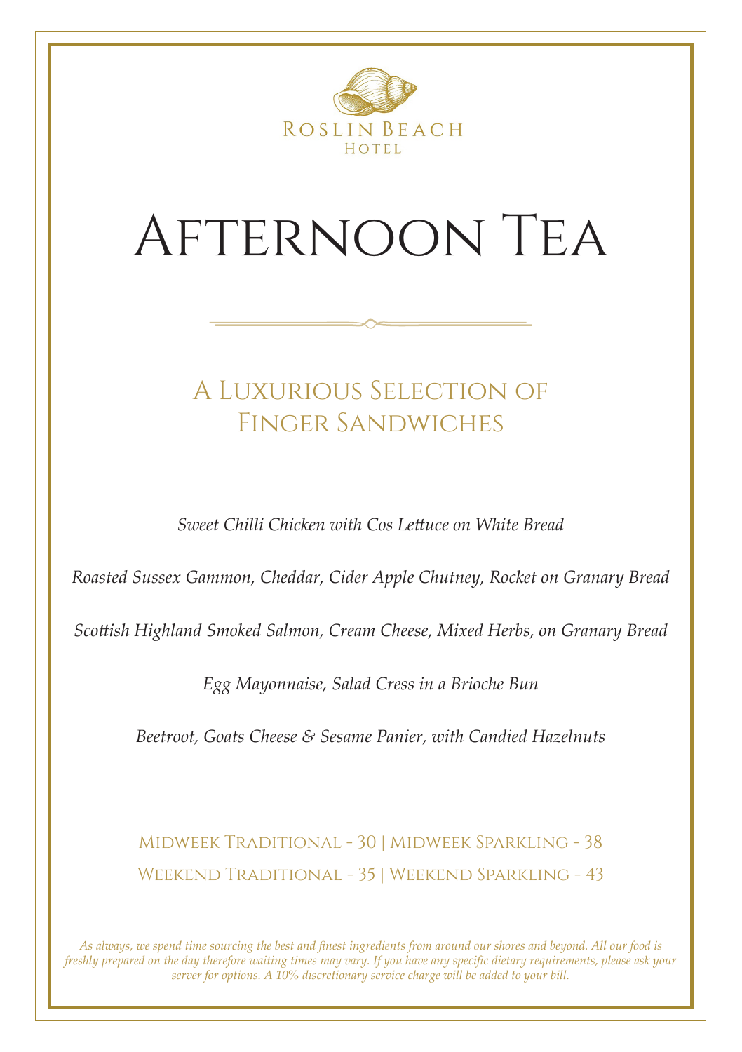Roslin Beach
Hotel

# Afternoon Tea

## A Luxurious Selection of Finger Sandwiches

*Sweet Chilli Chicken with Cos Lettuce on White Bread*

*Roasted Sussex Gammon, Cheddar, Cider Apple Chutney, Rocket on Granary Bread*

*Scottish Highland Smoked Salmon, Cream Cheese, Mixed Herbs, on Granary Bread*

*Egg Mayonnaise, Salad Cress in a Brioche Bun*

*Beetroot, Goats Cheese & Sesame Panier, with Candied Hazelnuts*

Midweek Traditional - 30 | Midweek Sparkling - 38
Weekend Traditional - 35 | Weekend Sparkling - 43

*As always, we spend time sourcing the best and finest ingredients from around our shores and beyond. All our food is freshly prepared on the day therefore waiting times may vary. If you have any specific dietary requirements, please ask your server for options. A 10% discretionary service charge will be added to your bill.*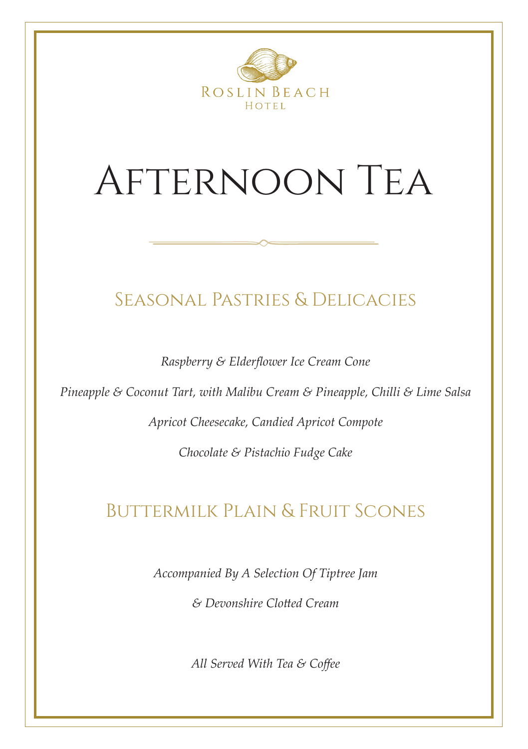Roslin Beach Hotel

# Afternoon Tea

## Seasonal Pastries & Delicacies

*Raspberry & Elderflower Ice Cream Cone*

*Pineapple & Coconut Tart, with Malibu Cream & Pineapple, Chilli & Lime Salsa*

*Apricot Cheesecake, Candied Apricot Compote*

*Chocolate & Pistachio Fudge Cake*

## Buttermilk Plain & Fruit Scones

*Accompanied By A Selection Of Tiptree Jam*

*& Devonshire Clotted Cream*

*All Served With Tea & Coffee*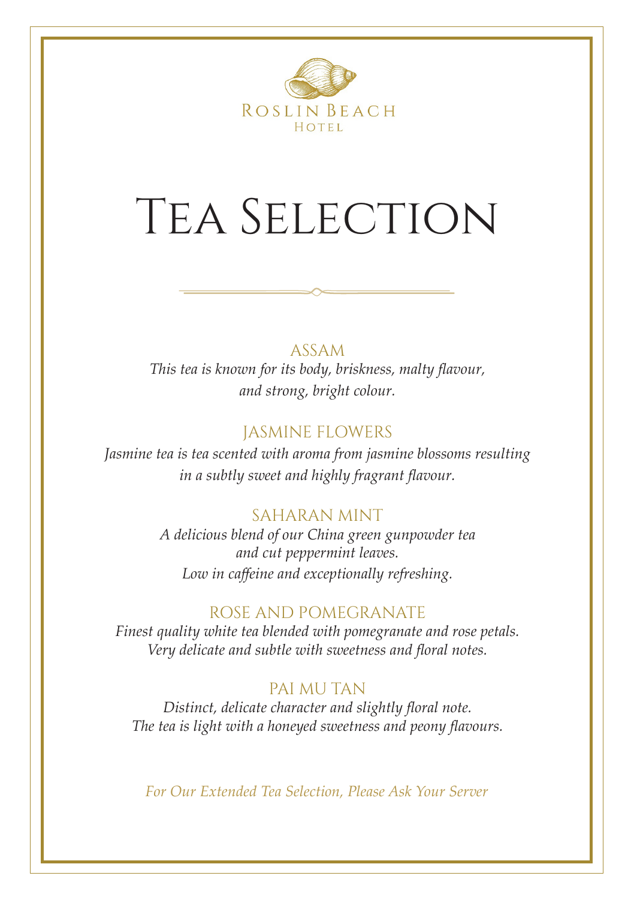Roslin Beach Hotel

# Tea Selection

## ASSAM

*This tea is known for its body, briskness, malty flavour, and strong, bright colour.*

## JASMINE FLOWERS

*Jasmine tea is tea scented with aroma from jasmine blossoms resulting in a subtly sweet and highly fragrant flavour.*

## SAHARAN MINT

*A delicious blend of our China green gunpowder tea and cut peppermint leaves.*
*Low in caffeine and exceptionally refreshing.*

## ROSE AND POMEGRANATE

*Finest quality white tea blended with pomegranate and rose petals.*
*Very delicate and subtle with sweetness and floral notes.*

## PAI MU TAN

*Distinct, delicate character and slightly floral note.*
*The tea is light with a honeyed sweetness and peony flavours.*

*For Our Extended Tea Selection, Please Ask Your Server*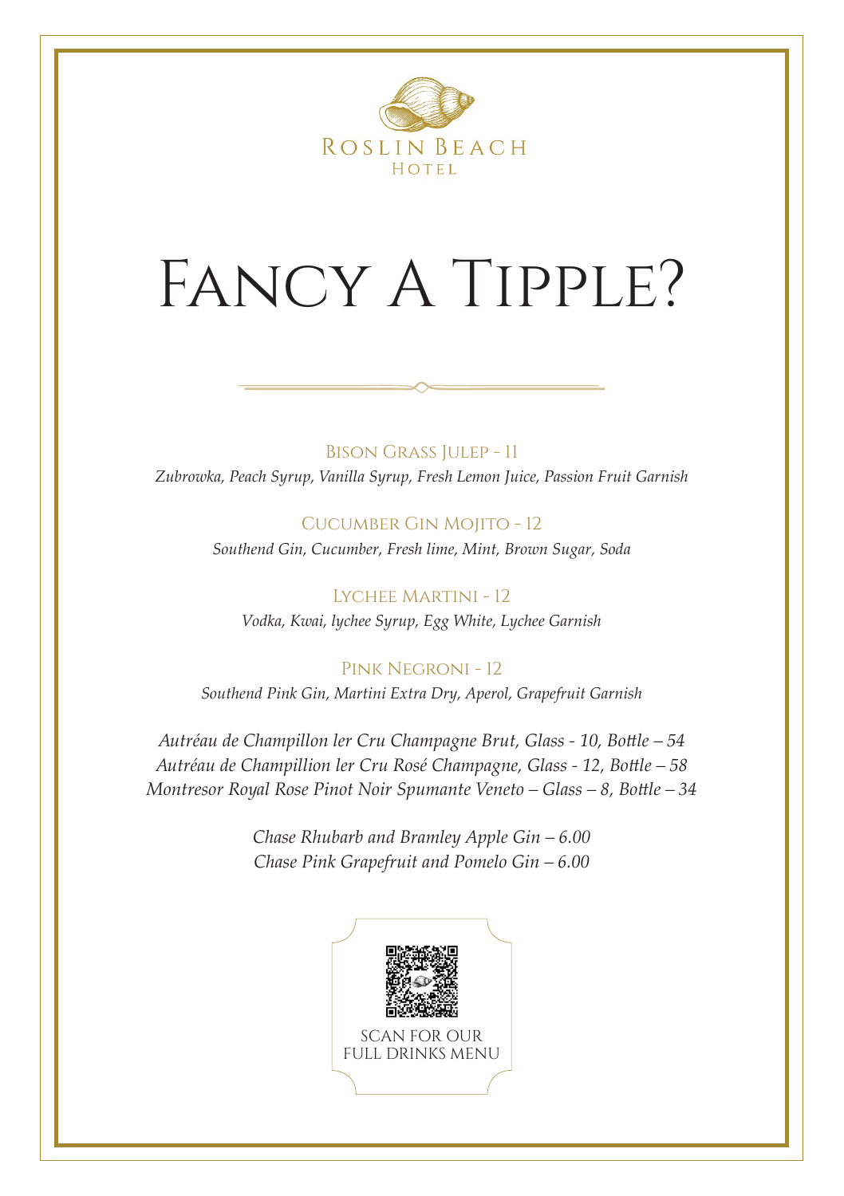Roslin Beach
Hotel

# Fancy A Tipple?

## Bison Grass Julep - 11

*Zubrowka, Peach Syrup, Vanilla Syrup, Fresh Lemon Juice, Passion Fruit Garnish*

## Cucumber Gin Mojito - 12

*Southend Gin, Cucumber, Fresh lime, Mint, Brown Sugar, Soda*

## Lychee Martini - 12

*Vodka, Kwai, lychee Syrup, Egg White, Lychee Garnish*

## Pink Negroni - 12

*Southend Pink Gin, Martini Extra Dry, Aperol, Grapefruit Garnish*

*Autréau de Champillon ler Cru Champagne Brut, Glass - 10, Bottle – 54*
*Autréau de Champillion ler Cru Rosé Champagne, Glass - 12, Bottle – 58*
*Montresor Royal Rose Pinot Noir Spumante Veneto – Glass – 8, Bottle – 34*

*Chase Rhubarb and Bramley Apple Gin – 6.00*
*Chase Pink Grapefruit and Pomelo Gin – 6.00*

SCAN FOR OUR
FULL DRINKS MENU